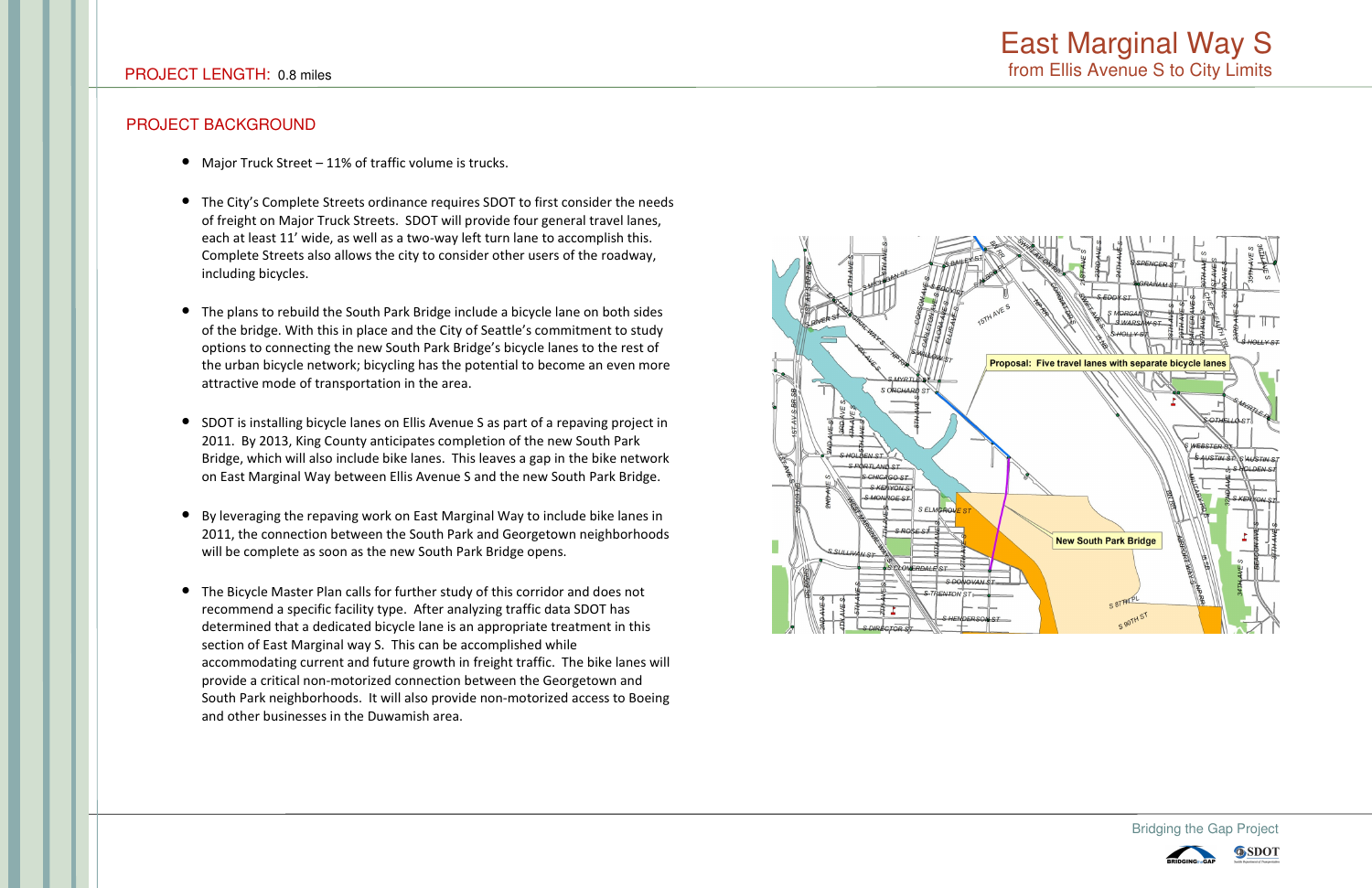# East Marginal Way S
## from Ellis Avenue S to City Limits

PROJECT LENGTH: 0.8 miles

## PROJECT BACKGROUND

- Major Truck Street – 11% of traffic volume is trucks.
- The City's Complete Streets ordinance requires SDOT to first consider the needs of freight on Major Truck Streets. SDOT will provide four general travel lanes, each at least 11' wide, as well as a two-way left turn lane to accomplish this. Complete Streets also allows the city to consider other users of the roadway, including bicycles.
- The plans to rebuild the South Park Bridge include a bicycle lane on both sides of the bridge. With this in place and the City of Seattle's commitment to study options to connecting the new South Park Bridge's bicycle lanes to the rest of the urban bicycle network; bicycling has the potential to become an even more attractive mode of transportation in the area.
- SDOT is installing bicycle lanes on Ellis Avenue S as part of a repaving project in 2011. By 2013, King County anticipates completion of the new South Park Bridge, which will also include bike lanes. This leaves a gap in the bike network on East Marginal Way between Ellis Avenue S and the new South Park Bridge.
- By leveraging the repaving work on East Marginal Way to include bike lanes in 2011, the connection between the South Park and Georgetown neighborhoods will be complete as soon as the new South Park Bridge opens.
- The Bicycle Master Plan calls for further study of this corridor and does not recommend a specific facility type. After analyzing traffic data SDOT has determined that a dedicated bicycle lane is an appropriate treatment in this section of East Marginal way S. This can be accomplished while accommodating current and future growth in freight traffic. The bike lanes will provide a critical non-motorized connection between the Georgetown and South Park neighborhoods. It will also provide non-motorized access to Boeing and other businesses in the Duwamish area.

Proposal: Five travel lanes with separate bicycle lanes

New South Park Bridge

Bridging the Gap Project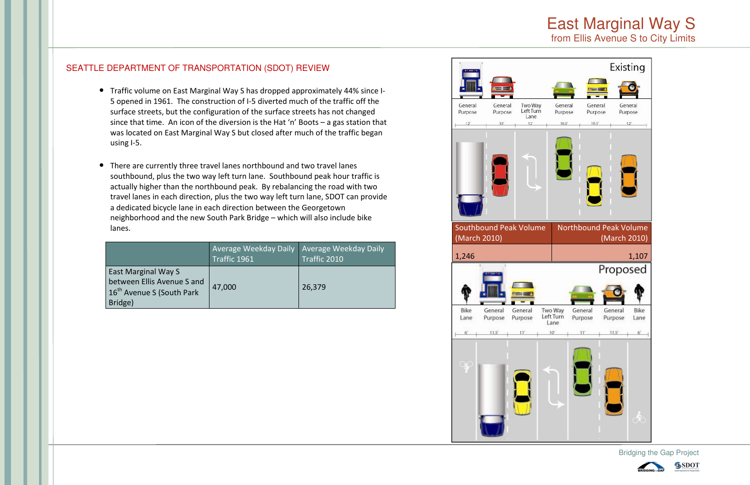# East Marginal Way S

from Ellis Avenue S to City Limits

## SEATTLE DEPARTMENT OF TRANSPORTATION (SDOT) REVIEW

- Traffic volume on East Marginal Way S has dropped approximately 44% since I-5 opened in 1961. The construction of I-5 diverted much of the traffic off the surface streets, but the configuration of the surface streets has not changed since that time. An icon of the diversion is the Hat 'n' Boots – a gas station that was located on East Marginal Way S but closed after much of the traffic began using I-5.

- There are currently three travel lanes northbound and two travel lanes southbound, plus the two way left turn lane. Southbound peak hour traffic is actually higher than the northbound peak. By rebalancing the road with two travel lanes in each direction, plus the two way left turn lane, SDOT can provide a dedicated bicycle lane in each direction between the Georgetown neighborhood and the new South Park Bridge – which will also include bike lanes.

| | Average Weekday Daily Traffic 1961 | Average Weekday Daily Traffic 2010 |
|---|---|---|
| East Marginal Way S between Ellis Avenue S and 16th Avenue S (South Park Bridge) | 47,000 | 26,379 |

Existing

General Purpose 12' | General Purpose 10' | Two Way Left Turn Lane 12' | General Purpose 10.5' | General Purpose 10.5' | General Purpose 12'

| Southbound Peak Volume (March 2010) | Northbound Peak Volume (March 2010) |
|---|---|
| 1,246 | 1,107 |

Proposed

Bike Lane 6' | General Purpose 11.5' | General Purpose 11' | Two Way Left Turn Lane 10' | General Purpose 11' | General Purpose 11.5' | Bike Lane 6'

Bridging the Gap Project